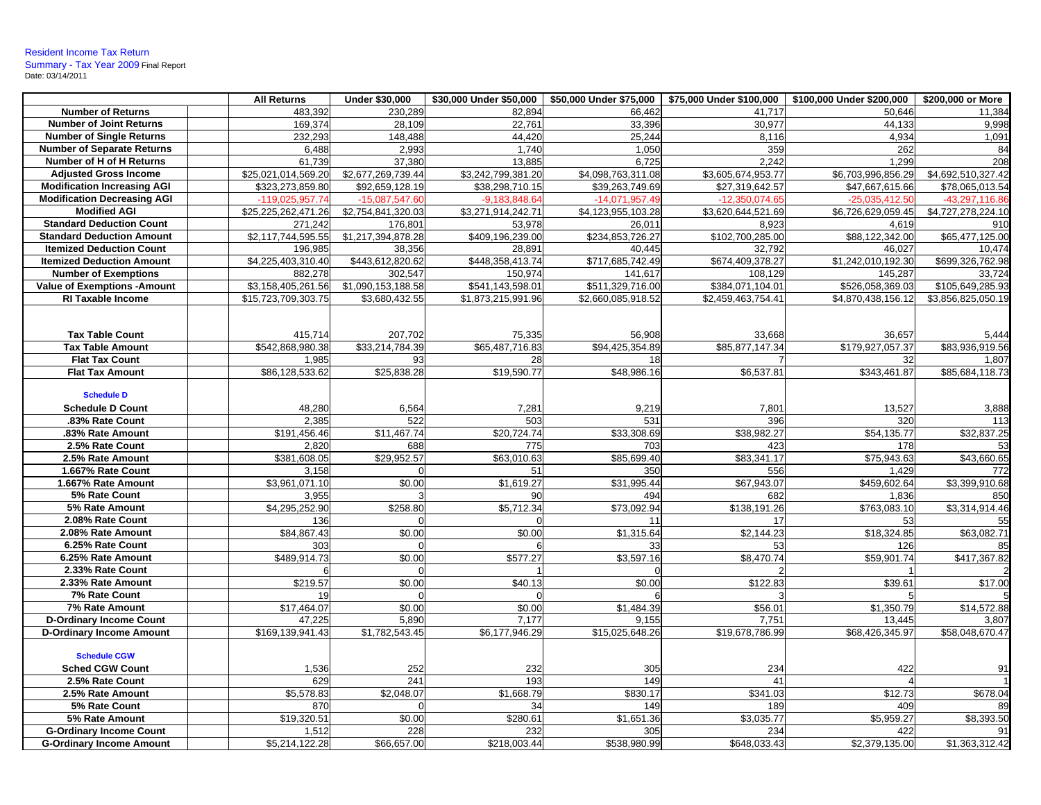Resident Income Tax Return
Summary - Tax Year 2009 Final Report
Date: 03/14/2011

| | All Returns | Under $30,000 | $30,000 Under $50,000 | $50,000 Under $75,000 | $75,000 Under $100,000 | $100,000 Under $200,000 | $200,000 or More |
|---|---|---|---|---|---|---|---|
| **Number of Returns** | 483,392 | 230,289 | 82,894 | 66,462 | 41,717 | 50,646 | 11,384 |
| **Number of Joint Returns** | 169,374 | 28,109 | 22,761 | 33,396 | 30,977 | 44,133 | 9,998 |
| **Number of Single Returns** | 232,293 | 148,488 | 44,420 | 25,244 | 8,116 | 4,934 | 1,091 |
| **Number of Separate Returns** | 6,488 | 2,993 | 1,740 | 1,050 | 359 | 262 | 84 |
| **Number of H of H Returns** | 61,739 | 37,380 | 13,885 | 6,725 | 2,242 | 1,299 | 208 |
| **Adjusted Gross Income** | $25,021,014,569.20 | $2,677,269,739.44 | $3,242,799,381.20 | $4,098,763,311.08 | $3,605,674,953.77 | $6,703,996,856.29 | $4,692,510,327.42 |
| **Modification Increasing AGI** | $323,273,859.80 | $92,659,128.19 | $38,298,710.15 | $39,263,749.69 | $27,319,642.57 | $47,667,615.66 | $78,065,013.54 |
| **Modification Decreasing AGI** | -119,025,957.74 | -15,087,547.60 | -9,183,848.64 | -14,071,957.49 | -12,350,074.65 | -25,035,412.50 | -43,297,116.86 |
| **Modified AGI** | $25,225,262,471.26 | $2,754,841,320.03 | $3,271,914,242.71 | $4,123,955,103.28 | $3,620,644,521.69 | $6,726,629,059.45 | $4,727,278,224.10 |
| **Standard Deduction Count** | 271,242 | 176,801 | 53,978 | 26,011 | 8,923 | 4,619 | 910 |
| **Standard Deduction Amount** | $2,117,744,595.55 | $1,217,394,878.28 | $409,196,239.00 | $234,853,726.27 | $102,700,285.00 | $88,122,342.00 | $65,477,125.00 |
| **Itemized Deduction Count** | 196,985 | 38,356 | 28,891 | 40,445 | 32,792 | 46,027 | 10,474 |
| **Itemized Deduction Amount** | $4,225,403,310.40 | $443,612,820.62 | $448,358,413.74 | $717,685,742.49 | $674,409,378.27 | $1,242,010,192.30 | $699,326,762.98 |
| **Number of Exemptions** | 882,278 | 302,547 | 150,974 | 141,617 | 108,129 | 145,287 | 33,724 |
| **Value of Exemptions -Amount** | $3,158,405,261.56 | $1,090,153,188.58 | $541,143,598.01 | $511,329,716.00 | $384,071,104.01 | $526,058,369.03 | $105,649,285.93 |
| **RI Taxable Income** | $15,723,709,303.75 | $3,680,432.55 | $1,873,215,991.96 | $2,660,085,918.52 | $2,459,463,754.41 | $4,870,438,156.12 | $3,856,825,050.19 |
| | | | | | | | |
| **Tax Table Count** | 415,714 | 207,702 | 75,335 | 56,908 | 33,668 | 36,657 | 5,444 |
| **Tax Table Amount** | $542,868,980.38 | $33,214,784.39 | $65,487,716.83 | $94,425,354.89 | $85,877,147.34 | $179,927,057.37 | $83,936,919.56 |
| **Flat Tax Count** | 1,985 | 93 | 28 | 18 | 7 | 32 | 1,807 |
| **Flat Tax Amount** | $86,128,533.62 | $25,838.28 | $19,590.77 | $48,986.16 | $6,537.81 | $343,461.87 | $85,684,118.73 |
| **Schedule D** | | | | | | | |
| **Schedule D Count** | 48,280 | 6,564 | 7,281 | 9,219 | 7,801 | 13,527 | 3,888 |
| **.83% Rate Count** | 2,385 | 522 | 503 | 531 | 396 | 320 | 113 |
| **.83% Rate Amount** | $191,456.46 | $11,467.74 | $20,724.74 | $33,308.69 | $38,982.27 | $54,135.77 | $32,837.25 |
| **2.5% Rate Count** | 2,820 | 688 | 775 | 703 | 423 | 178 | 53 |
| **2.5% Rate Amount** | $381,608.05 | $29,952.57 | $63,010.63 | $85,699.40 | $83,341.17 | $75,943.63 | $43,660.65 |
| **1.667% Rate Count** | 3,158 | 0 | 51 | 350 | 556 | 1,429 | 772 |
| **1.667% Rate Amount** | $3,961,071.10 | $0.00 | $1,619.27 | $31,995.44 | $67,943.07 | $459,602.64 | $3,399,910.68 |
| **5% Rate Count** | 3,955 | 3 | 90 | 494 | 682 | 1,836 | 850 |
| **5% Rate Amount** | $4,295,252.90 | $258.80 | $5,712.34 | $73,092.94 | $138,191.26 | $763,083.10 | $3,314,914.46 |
| **2.08% Rate Count** | 136 | 0 | 0 | 11 | 17 | 53 | 55 |
| **2.08% Rate Amount** | $84,867.43 | $0.00 | $0.00 | $1,315.64 | $2,144.23 | $18,324.85 | $63,082.71 |
| **6.25% Rate Count** | 303 | 0 | 6 | 33 | 53 | 126 | 85 |
| **6.25% Rate Amount** | $489,914.73 | $0.00 | $577.27 | $3,597.16 | $8,470.74 | $59,901.74 | $417,367.82 |
| **2.33% Rate Count** | 6 | 0 | 1 | 0 | 2 | 1 | 2 |
| **2.33% Rate Amount** | $219.57 | $0.00 | $40.13 | $0.00 | $122.83 | $39.61 | $17.00 |
| **7% Rate Count** | 19 | 0 | 0 | 6 | 3 | 5 | 5 |
| **7% Rate Amount** | $17,464.07 | $0.00 | $0.00 | $1,484.39 | $56.01 | $1,350.79 | $14,572.88 |
| **D-Ordinary Income Count** | 47,225 | 5,890 | 7,177 | 9,155 | 7,751 | 13,445 | 3,807 |
| **D-Ordinary Income Amount** | $169,139,941.43 | $1,782,543.45 | $6,177,946.29 | $15,025,648.26 | $19,678,786.99 | $68,426,345.97 | $58,048,670.47 |
| **Schedule CGW** | | | | | | | |
| **Sched CGW Count** | 1,536 | 252 | 232 | 305 | 234 | 422 | 91 |
| **2.5% Rate Count** | 629 | 241 | 193 | 149 | 41 | 4 | 1 |
| **2.5% Rate Amount** | $5,578.83 | $2,048.07 | $1,668.79 | $830.17 | $341.03 | $12.73 | $678.04 |
| **5% Rate Count** | 870 | 0 | 34 | 149 | 189 | 409 | 89 |
| **5% Rate Amount** | $19,320.51 | $0.00 | $280.61 | $1,651.36 | $3,035.77 | $5,959.27 | $8,393.50 |
| **G-Ordinary Income Count** | 1,512 | 228 | 232 | 305 | 234 | 422 | 91 |
| **G-Ordinary Income Amount** | $5,214,122.28 | $66,657.00 | $218,003.44 | $538,980.99 | $648,033.43 | $2,379,135.00 | $1,363,312.42 |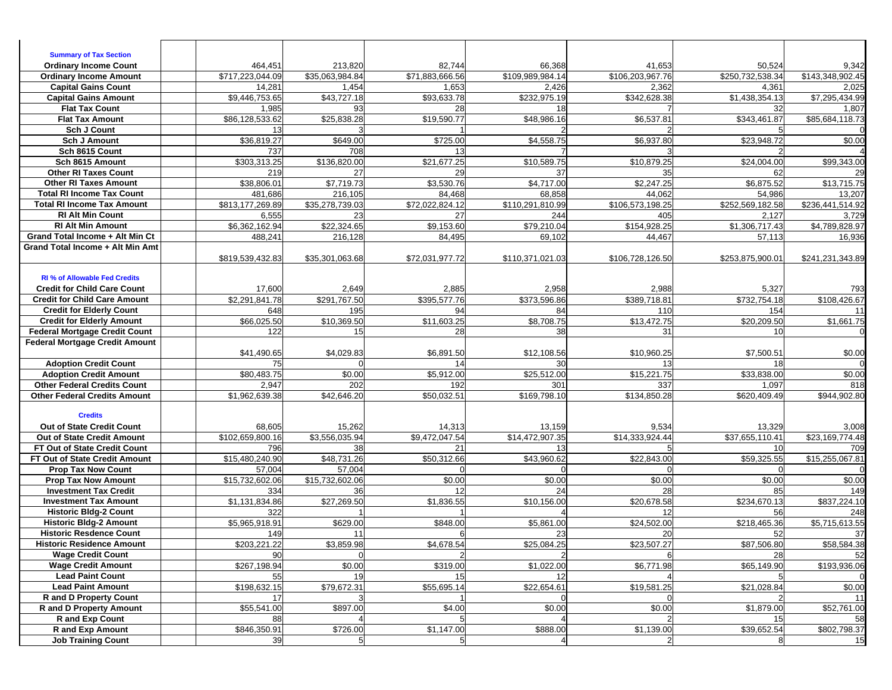| | | | | | | | | |
|---|---|---|---|---|---|---|---|---|
| **Summary of Tax Section** | | | | | | | | |
| **Ordinary Income Count** | | 464,451 | 213,820 | 82,744 | 66,368 | 41,653 | 50,524 | 9,342 |
| **Ordinary Income Amount** | | $717,223,044.09 | $35,063,984.84 | $71,883,666.56 | $109,989,984.14 | $106,203,967.76 | $250,732,538.34 | $143,348,902.45 |
| **Capital Gains Count** | | 14,281 | 1,454 | 1,653 | 2,426 | 2,362 | 4,361 | 2,025 |
| **Capital Gains Amount** | | $9,446,753.65 | $43,727.18 | $93,633.78 | $232,975.19 | $342,628.38 | $1,438,354.13 | $7,295,434.99 |
| **Flat Tax Count** | | 1,985 | 93 | 28 | 18 | 7 | 32 | 1,807 |
| **Flat Tax Amount** | | $86,128,533.62 | $25,838.28 | $19,590.77 | $48,986.16 | $6,537.81 | $343,461.87 | $85,684,118.73 |
| **Sch J Count** | | 13 | 3 | 1 | 2 | 2 | 5 | 0 |
| **Sch J Amount** | | $36,819.27 | $649.00 | $725.00 | $4,558.75 | $6,937.80 | $23,948.72 | $0.00 |
| **Sch 8615 Count** | | 737 | 708 | 13 | 7 | 3 | 2 | 4 |
| **Sch 8615 Amount** | | $303,313.25 | $136,820.00 | $21,677.25 | $10,589.75 | $10,879.25 | $24,004.00 | $99,343.00 |
| **Other RI Taxes Count** | | 219 | 27 | 29 | 37 | 35 | 62 | 29 |
| **Other RI Taxes Amount** | | $38,806.01 | $7,719.73 | $3,530.76 | $4,717.00 | $2,247.25 | $6,875.52 | $13,715.75 |
| **Total RI Income Tax Count** | | 481,686 | 216,105 | 84,468 | 68,858 | 44,062 | 54,986 | 13,207 |
| **Total RI Income Tax Amount** | | $813,177,269.89 | $35,278,739.03 | $72,022,824.12 | $110,291,810.99 | $106,573,198.25 | $252,569,182.58 | $236,441,514.92 |
| **RI Alt Min Count** | | 6,555 | 23 | 27 | 244 | 405 | 2,127 | 3,729 |
| **RI Alt Min Amount** | | $6,362,162.94 | $22,324.65 | $9,153.60 | $79,210.04 | $154,928.25 | $1,306,717.43 | $4,789,828.97 |
| **Grand Total Income + Alt Min Ct** | | 488,241 | 216,128 | 84,495 | 69,102 | 44,467 | 57,113 | 16,936 |
| **Grand Total Income + Alt Min Amt** | | $819,539,432.83 | $35,301,063.68 | $72,031,977.72 | $110,371,021.03 | $106,728,126.50 | $253,875,900.01 | $241,231,343.89 |
| **RI % of Allowable Fed Credits** | | | | | | | | |
| **Credit for Child Care Count** | | 17,600 | 2,649 | 2,885 | 2,958 | 2,988 | 5,327 | 793 |
| **Credit for Child Care Amount** | | $2,291,841.78 | $291,767.50 | $395,577.76 | $373,596.86 | $389,718.81 | $732,754.18 | $108,426.67 |
| **Credit for Elderly Count** | | 648 | 195 | 94 | 84 | 110 | 154 | 11 |
| **Credit for Elderly Amount** | | $66,025.50 | $10,369.50 | $11,603.25 | $8,708.75 | $13,472.75 | $20,209.50 | $1,661.75 |
| **Federal Mortgage Credit Count** | | 122 | 15 | 28 | 38 | 31 | 10 | 0 |
| **Federal Mortgage Credit Amount** | | $41,490.65 | $4,029.83 | $6,891.50 | $12,108.56 | $10,960.25 | $7,500.51 | $0.00 |
| **Adoption Credit Count** | | 75 | 0 | 14 | 30 | 13 | 18 | 0 |
| **Adoption Credit Amount** | | $80,483.75 | $0.00 | $5,912.00 | $25,512.00 | $15,221.75 | $33,838.00 | $0.00 |
| **Other Federal Credits Count** | | 2,947 | 202 | 192 | 301 | 337 | 1,097 | 818 |
| **Other Federal Credits Amount** | | $1,962,639.38 | $42,646.20 | $50,032.51 | $169,798.10 | $134,850.28 | $620,409.49 | $944,902.80 |
| **Credits** | | | | | | | | |
| **Out of State Credit Count** | | 68,605 | 15,262 | 14,313 | 13,159 | 9,534 | 13,329 | 3,008 |
| **Out of State Credit Amount** | | $102,659,800.16 | $3,556,035.94 | $9,472,047.54 | $14,472,907.35 | $14,333,924.44 | $37,655,110.41 | $23,169,774.48 |
| **FT Out of State Credit Count** | | 796 | 38 | 21 | 13 | 5 | 10 | 709 |
| **FT Out of State Credit Amount** | | $15,480,240.90 | $48,731.26 | $50,312.66 | $43,960.62 | $22,843.00 | $59,325.55 | $15,255,067.81 |
| **Prop Tax Now Count** | | 57,004 | 57,004 | 0 | 0 | 0 | 0 | 0 |
| **Prop Tax Now Amount** | | $15,732,602.06 | $15,732,602.06 | $0.00 | $0.00 | $0.00 | $0.00 | $0.00 |
| **Investment Tax Credit** | | 334 | 36 | 12 | 24 | 28 | 85 | 149 |
| **Investment Tax Amount** | | $1,131,834.86 | $27,269.50 | $1,836.55 | $10,156.00 | $20,678.58 | $234,670.13 | $837,224.10 |
| **Historic Bldg-2 Count** | | 322 | 1 | 1 | 4 | 12 | 56 | 248 |
| **Historic Bldg-2 Amount** | | $5,965,918.91 | $629.00 | $848.00 | $5,861.00 | $24,502.00 | $218,465.36 | $5,715,613.55 |
| **Historic Resdence Count** | | 149 | 11 | 6 | 23 | 20 | 52 | 37 |
| **Historic Residence Amount** | | $203,221.22 | $3,859.98 | $4,678.54 | $25,084.25 | $23,507.27 | $87,506.80 | $58,584.38 |
| **Wage Credit Count** | | 90 | 0 | 2 | 2 | 6 | 28 | 52 |
| **Wage Credit Amount** | | $267,198.94 | $0.00 | $319.00 | $1,022.00 | $6,771.98 | $65,149.90 | $193,936.06 |
| **Lead Paint Count** | | 55 | 19 | 15 | 12 | 4 | 5 | 0 |
| **Lead Paint Amount** | | $198,632.15 | $79,672.31 | $55,695.14 | $22,654.61 | $19,581.25 | $21,028.84 | $0.00 |
| **R and D Property Count** | | 17 | 3 | 1 | 0 | 0 | 2 | 11 |
| **R and D Property Amount** | | $55,541.00 | $897.00 | $4.00 | $0.00 | $0.00 | $1,879.00 | $52,761.00 |
| **R and Exp Count** | | 88 | 4 | 5 | 4 | 2 | 15 | 58 |
| **R and Exp Amount** | | $846,350.91 | $726.00 | $1,147.00 | $888.00 | $1,139.00 | $39,652.54 | $802,798.37 |
| **Job Training Count** | | 39 | 5 | 5 | 4 | 2 | 8 | 15 |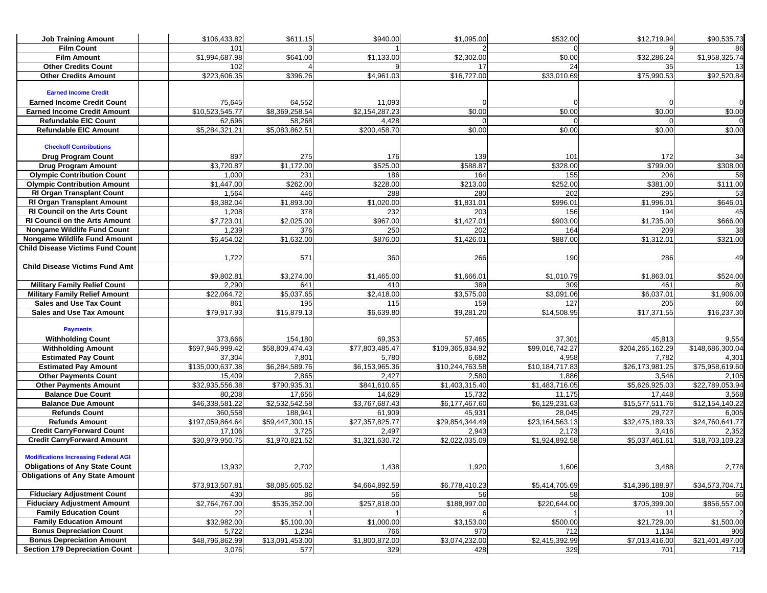| | | | | | | | | |
|---|---|---|---|---|---|---|---|---|
| **Job Training Amount** | | $106,433.82 | $611.15 | $940.00 | $1,095.00 | $532.00 | $12,719.94 | $90,535.73 |
| **Film Count** | | 101 | 3 | 1 | 2 | 0 | 9 | 86 |
| **Film Amount** | | $1,994,687.98 | $641.00 | $1,133.00 | $2,302.00 | $0.00 | $32,286.24 | $1,958,325.74 |
| **Other Credits Count** | | 102 | 4 | 9 | 17 | 24 | 35 | 13 |
| **Other Credits Amount** | | $223,606.35 | $396.26 | $4,961.03 | $16,727.00 | $33,010.69 | $75,990.53 | $92,520.84 |
| **Earned Income Credit** | | | | | | | | |
| **Earned Income Credit Count** | | 75,645 | 64,552 | 11,093 | 0 | 0 | 0 | 0 |
| **Earned Income Credit Amount** | | $10,523,545.77 | $8,369,258.54 | $2,154,287.23 | $0.00 | $0.00 | $0.00 | $0.00 |
| **Refundable EIC Count** | | 62,696 | 58,268 | 4,428 | 0 | 0 | 0 | 0 |
| **Refundable EIC Amount** | | $5,284,321.21 | $5,083,862.51 | $200,458.70 | $0.00 | $0.00 | $0.00 | $0.00 |
| **Checkoff Contributions** | | | | | | | | |
| **Drug Program Count** | | 897 | 275 | 176 | 139 | 101 | 172 | 34 |
| **Drug Program Amount** | | $3,720.87 | $1,172.00 | $525.00 | $588.87 | $328.00 | $799.00 | $308.00 |
| **Olympic Contribution Count** | | 1,000 | 231 | 186 | 164 | 155 | 206 | 58 |
| **Olympic Contribution Amount** | | $1,447.00 | $262.00 | $228.00 | $213.00 | $252.00 | $381.00 | $111.00 |
| **RI Organ Transplant Count** | | 1,564 | 446 | 288 | 280 | 202 | 295 | 53 |
| **RI Organ Transplant Amount** | | $8,382.04 | $1,893.00 | $1,020.00 | $1,831.01 | $996.01 | $1,996.01 | $646.01 |
| **RI Council on the Arts Count** | | 1,208 | 378 | 232 | 203 | 156 | 194 | 45 |
| **RI Council on the Arts Amount** | | $7,723.01 | $2,025.00 | $967.00 | $1,427.01 | $903.00 | $1,735.00 | $666.00 |
| **Nongame Wildlife Fund Count** | | 1,239 | 376 | 250 | 202 | 164 | 209 | 38 |
| **Nongame Wildlife Fund Amount** | | $6,454.02 | $1,632.00 | $876.00 | $1,426.01 | $887.00 | $1,312.01 | $321.00 |
| **Child Disease Victims Fund Count** | | 1,722 | 571 | 360 | 266 | 190 | 286 | 49 |
| **Child Disease Victims Fund Amt** | | $9,802.81 | $3,274.00 | $1,465.00 | $1,666.01 | $1,010.79 | $1,863.01 | $524.00 |
| **Military Family Relief Count** | | 2,290 | 641 | 410 | 389 | 309 | 461 | 80 |
| **Military Family Relief Amount** | | $22,064.72 | $5,037.65 | $2,418.00 | $3,575.00 | $3,091.06 | $6,037.01 | $1,906.00 |
| **Sales and Use Tax Count** | | 861 | 195 | 115 | 159 | 127 | 205 | 60 |
| **Sales and Use Tax Amount** | | $79,917.93 | $15,879.13 | $6,639.80 | $9,281.20 | $14,508.95 | $17,371.55 | $16,237.30 |
| **Payments** | | | | | | | | |
| **Withholding Count** | | 373,666 | 154,180 | 69,353 | 57,465 | 37,301 | 45,813 | 9,554 |
| **Withholding Amount** | | $697,946,999.42 | $58,809,474.43 | $77,803,485.47 | $109,365,834.92 | $99,016,742.27 | $204,265,162.29 | $148,686,300.04 |
| **Estimated Pay Count** | | 37,304 | 7,801 | 5,780 | 6,682 | 4,958 | 7,782 | 4,301 |
| **Estimated Pay Amount** | | $135,000,637.38 | $6,284,589.76 | $6,153,965.36 | $10,244,763.58 | $10,184,717.83 | $26,173,981.25 | $75,958,619.60 |
| **Other Payments Count** | | 15,409 | 2,865 | 2,427 | 2,580 | 1,886 | 3,546 | 2,105 |
| **Other Payments Amount** | | $32,935,556.38 | $790,935.31 | $841,610.65 | $1,403,315.40 | $1,483,716.05 | $5,626,925.03 | $22,789,053.94 |
| **Balance Due Count** | | 80,208 | 17,656 | 14,629 | 15,732 | 11,175 | 17,448 | 3,568 |
| **Balance Due Amount** | | $46,338,581.22 | $2,532,542.58 | $3,767,687.43 | $6,177,467.60 | $6,129,231.63 | $15,577,511.76 | $12,154,140.22 |
| **Refunds Count** | | 360,558 | 188,941 | 61,909 | 45,931 | 28,045 | 29,727 | 6,005 |
| **Refunds Amount** | | $197,059,864.64 | $59,447,300.15 | $27,357,825.77 | $29,854,344.49 | $23,164,563.13 | $32,475,189.33 | $24,760,641.77 |
| **Credit CarryForward Count** | | 17,106 | 3,725 | 2,497 | 2,943 | 2,173 | 3,416 | 2,352 |
| **Credit CarryForward Amount** | | $30,979,950.75 | $1,970,821.52 | $1,321,630.72 | $2,022,035.09 | $1,924,892.58 | $5,037,461.61 | $18,703,109.23 |
| **Modifications Increasing Federal AGI** | | | | | | | | |
| **Obligations of Any State Count** | | 13,932 | 2,702 | 1,438 | 1,920 | 1,606 | 3,488 | 2,778 |
| **Obligations of Any State Amount** | | $73,913,507.81 | $8,085,605.62 | $4,664,892.59 | $6,778,410.23 | $5,414,705.69 | $14,396,188.97 | $34,573,704.71 |
| **Fiduciary Adjustment Count** | | 430 | 86 | 56 | 56 | 58 | 108 | 66 |
| **Fiduciary Adjustment Amount** | | $2,764,767.00 | $535,352.00 | $257,818.00 | $188,997.00 | $220,644.00 | $705,399.00 | $856,557.00 |
| **Family Education Count** | | 22 | 1 | 1 | 6 | 1 | 11 | 2 |
| **Family Education Amount** | | $32,982.00 | $5,100.00 | $1,000.00 | $3,153.00 | $500.00 | $21,729.00 | $1,500.00 |
| **Bonus Depreciation Count** | | 5,722 | 1,234 | 766 | 970 | 712 | 1,134 | 906 |
| **Bonus Depreciation Amount** | | $48,796,862.99 | $13,091,453.00 | $1,800,872.00 | $3,074,232.00 | $2,415,392.99 | $7,013,416.00 | $21,401,497.00 |
| **Section 179 Depreciation Count** | | 3,076 | 577 | 329 | 428 | 329 | 701 | 712 |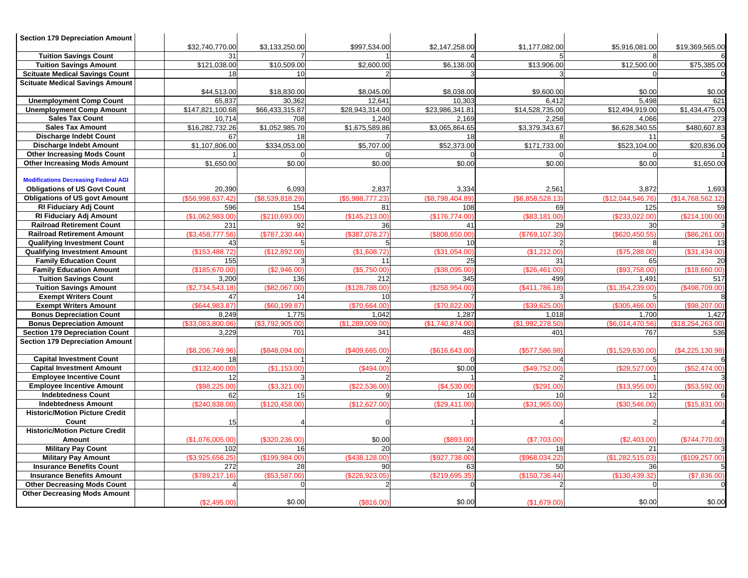| | | | | | | | | |
|---|---|---|---|---|---|---|---|---|
| **Section 179 Depreciation Amount** | | $32,740,770.00 | $3,133,250.00 | $997,534.00 | $2,147,258.00 | $1,177,082.00 | $5,916,081.00 | $19,369,565.00 |
| **Tuition Savings Count** | | 31 | 7 | 1 | 4 | 5 | 8 | 6 |
| **Tuition Savings Amount** | | $121,038.00 | $10,509.00 | $2,600.00 | $6,138.00 | $13,906.00 | $12,500.00 | $75,385.00 |
| **Scituate Medical Savings Count** | | 18 | 10 | 2 | 3 | 3 | 0 | 0 |
| **Scituate Medical Savings Amount** | | $44,513.00 | $18,830.00 | $8,045.00 | $8,038.00 | $9,600.00 | $0.00 | $0.00 |
| **Unemployment Comp Count** | | 65,837 | 30,362 | 12,641 | 10,303 | 6,412 | 5,498 | 621 |
| **Unemployment Comp Amount** | | $147,821,100.68 | $66,433,315.87 | $28,943,314.00 | $23,986,341.81 | $14,528,735.00 | $12,494,919.00 | $1,434,475.00 |
| **Sales Tax Count** | | 10,714 | 708 | 1,240 | 2,169 | 2,258 | 4,066 | 273 |
| **Sales Tax Amount** | | $16,282,732.26 | $1,052,985.70 | $1,675,589.86 | $3,065,864.65 | $3,379,343.67 | $6,628,340.55 | $480,607.83 |
| **Discharge Indebt Count** | | 67 | 18 | 7 | 18 | 8 | 11 | 5 |
| **Discharge Indebt Amount** | | $1,107,806.00 | $334,053.00 | $5,707.00 | $52,373.00 | $171,733.00 | $523,104.00 | $20,836.00 |
| **Other Increasing Mods Count** | | 1 | 0 | 0 | 0 | 0 | 0 | 1 |
| **Other Increasing Mods Amount** | | $1,650.00 | $0.00 | $0.00 | $0.00 | $0.00 | $0.00 | $1,650.00 |
| **Modifications Decreasing Federal AGI** | | | | | | | | |
| **Obligations of US Govt Count** | | 20,390 | 6,093 | 2,837 | 3,334 | 2,561 | 3,872 | 1,693 |
| **Obligations of US govt Amount** | | ($56,998,637.42) | ($8,539,818.29) | ($5,988,777.23) | ($8,798,404.89) | ($6,858,528.13) | ($12,044,546.76) | ($14,768,562.12) |
| **RI Fiduciary Adj Count** | | 596 | 154 | 81 | 108 | 69 | 125 | 59 |
| **RI Fiduciary Adj Amount** | | ($1,062,983.00) | ($210,693.00) | ($145,213.00) | ($176,774.00) | ($83,181.00) | ($233,022.00) | ($214,100.00) |
| **Railroad Retirement Count** | | 231 | 92 | 36 | 41 | 29 | 30 | 3 |
| **Railroad Retirement Amount** | | ($3,458,777.56) | ($787,230.44) | ($387,078.27) | ($808,650.00) | ($769,107.30) | ($620,450.55) | ($86,261.00) |
| **Qualifying Investment Count** | | 43 | 5 | 5 | 10 | 2 | 8 | 13 |
| **Qualifying Investment Amount** | | ($153,488.72) | ($12,892.00) | ($1,608.72) | ($31,054.00) | ($1,212.00) | ($75,288.00) | ($31,434.00) |
| **Family Education Count** | | 155 | 3 | 11 | 25 | 31 | 65 | 20 |
| **Family Education Amount** | | ($185,670.00) | ($2,946.00) | ($5,750.00) | ($38,095.00) | ($26,461.00) | ($93,758.00) | ($18,660.00) |
| **Tuition Savings Count** | | 3,200 | 136 | 212 | 345 | 499 | 1,491 | 517 |
| **Tuition Savings Amount** | | ($2,734,543.18) | ($82,067.00) | ($128,788.00) | ($258,954.00) | ($411,786.18) | ($1,354,239.00) | ($498,709.00) |
| **Exempt Writers Count** | | 47 | 14 | 10 | 7 | 3 | 5 | 8 |
| **Exempt Writers Amount** | | ($644,983.87) | ($60,199.87) | ($70,664.00) | ($70,822.00) | ($39,625.00) | ($305,466.00) | ($98,207.00) |
| **Bonus Depreciation Count** | | 8,249 | 1,775 | 1,042 | 1,287 | 1,018 | 1,700 | 1,427 |
| **Bonus Depreciation Amount** | | ($33,083,800.06) | ($3,792,905.00) | ($1,289,009.00) | ($1,740,874.00) | ($1,992,278.50) | ($6,014,470.56) | ($18,254,263.00) |
| **Section 179 Depreciation Count** | | 3,229 | 701 | 341 | 483 | 401 | 767 | 536 |
| **Section 179 Depreciation Amount** | | ($8,206,749.96) | ($848,094.00) | ($409,665.00) | ($616,643.00) | ($577,586.98) | ($1,529,630.00) | ($4,225,130.98) |
| **Capital Investment Count** | | 18 | 1 | 2 | 0 | 4 | 5 | 6 |
| **Capital Investment Amount** | | ($132,400.00) | ($1,153.00) | ($494.00) | $0.00 | ($49,752.00) | ($28,527.00) | ($52,474.00) |
| **Employee Incentive Count** | | 12 | 3 | 2 | 1 | 2 | 1 | 3 |
| **Employee Incentive Amount** | | ($98,225.00) | ($3,321.00) | ($22,536.00) | ($4,530.00) | ($291.00) | ($13,955.00) | ($53,592.00) |
| **Indebtedness Count** | | 62 | 15 | 9 | 10 | 10 | 12 | 6 |
| **Indebtedness Amount** | | ($240,838.00) | ($120,458.00) | ($12,627.00) | ($29,411.00) | ($31,965.00) | ($30,546.00) | ($15,831.00) |
| **Historic/Motion Picture Credit Count** | | 15 | 4 | 0 | 1 | 4 | 2 | 4 |
| **Historic/Motion Picture Credit Amount** | | ($1,076,005.00) | ($320,236.00) | $0.00 | ($893.00) | ($7,703.00) | ($2,403.00) | ($744,770.00) |
| **Military Pay Count** | | 102 | 16 | 20 | 24 | 18 | 21 | 3 |
| **Military Pay Amount** | | ($3,925,656.25) | ($199,984.00) | ($438,128.00) | ($927,738.00) | ($968,034.22) | ($1,282,515.03) | ($109,257.00) |
| **Insurance Benefits Count** | | 272 | 28 | 90 | 63 | 50 | 36 | 5 |
| **Insurance Benefits Amount** | | ($789,217.16) | ($53,587.00) | ($226,923.05) | ($219,695.35) | ($150,736.44) | ($130,439.32) | ($7,836.00) |
| **Other Decreasing Mods Count** | | 4 | 0 | 2 | 0 | 2 | 0 | 0 |
| **Other Decreasing Mods Amount** | | ($2,495.00) | $0.00 | ($816.00) | $0.00 | ($1,679.00) | $0.00 | $0.00 |